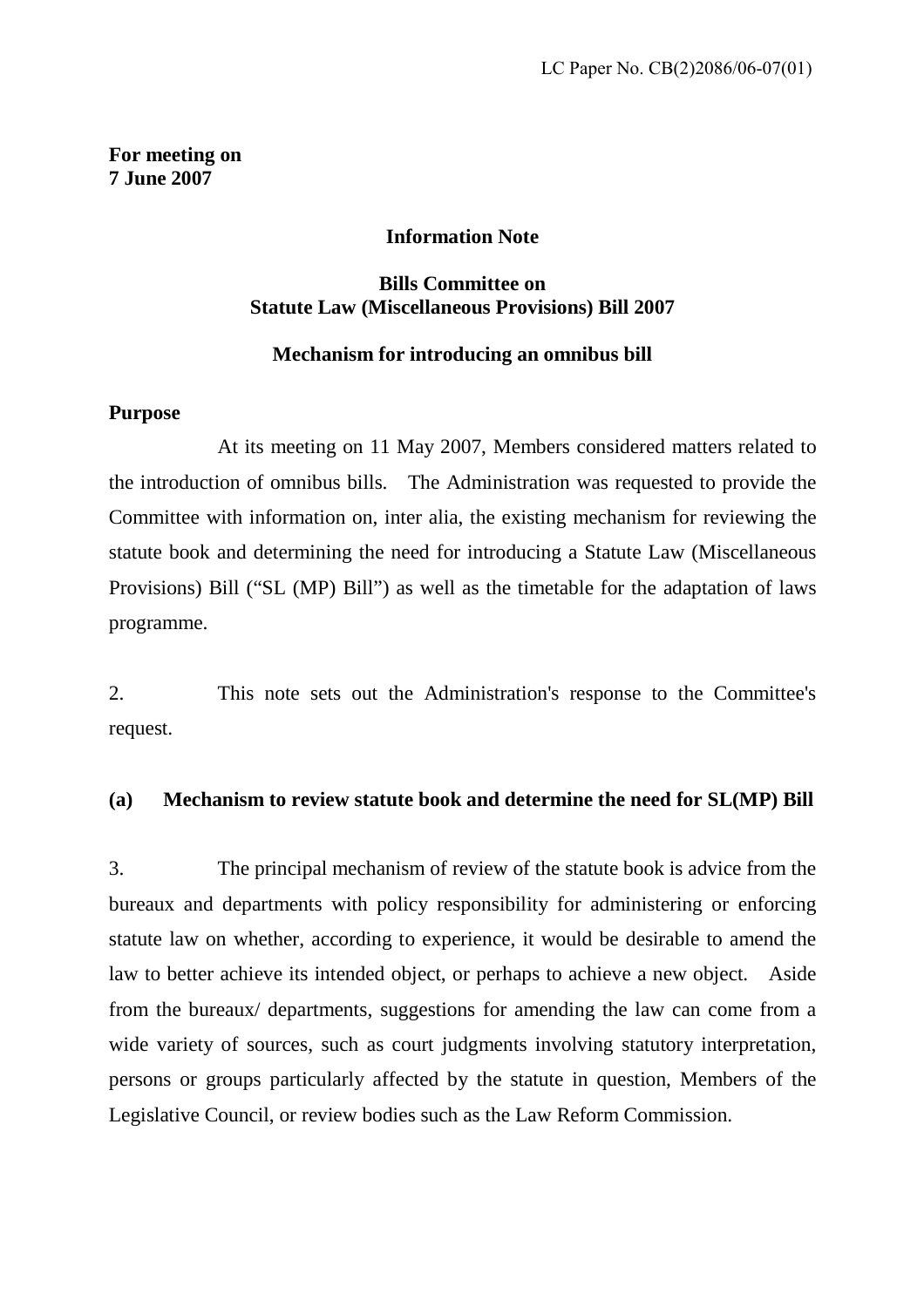LC Paper No. CB(2)2086/06-07(01)

**For meeting on**
**7 June 2007**

**Information Note**

**Bills Committee on**
**Statute Law (Miscellaneous Provisions) Bill 2007**

**Mechanism for introducing an omnibus bill**

**Purpose**

At its meeting on 11 May 2007, Members considered matters related to the introduction of omnibus bills. The Administration was requested to provide the Committee with information on, inter alia, the existing mechanism for reviewing the statute book and determining the need for introducing a Statute Law (Miscellaneous Provisions) Bill ("SL (MP) Bill") as well as the timetable for the adaptation of laws programme.

2. This note sets out the Administration's response to the Committee's request.

**(a) Mechanism to review statute book and determine the need for SL(MP) Bill**

3. The principal mechanism of review of the statute book is advice from the bureaux and departments with policy responsibility for administering or enforcing statute law on whether, according to experience, it would be desirable to amend the law to better achieve its intended object, or perhaps to achieve a new object. Aside from the bureaux/ departments, suggestions for amending the law can come from a wide variety of sources, such as court judgments involving statutory interpretation, persons or groups particularly affected by the statute in question, Members of the Legislative Council, or review bodies such as the Law Reform Commission.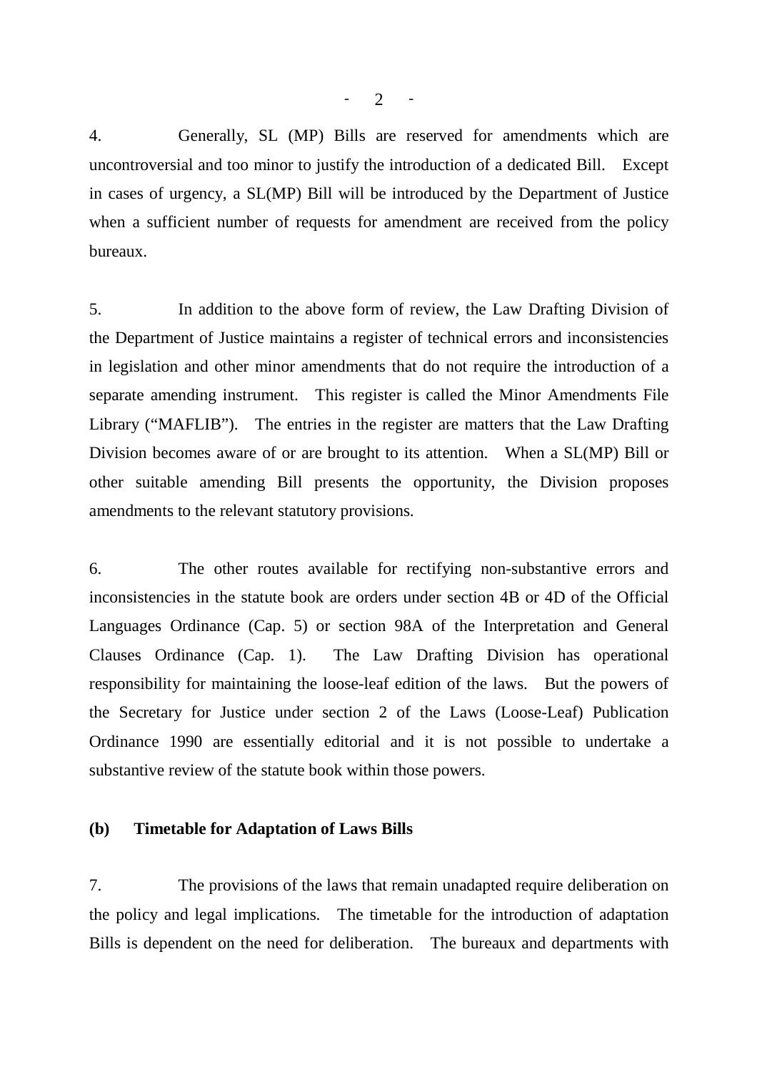4. Generally, SL (MP) Bills are reserved for amendments which are uncontroversial and too minor to justify the introduction of a dedicated Bill. Except in cases of urgency, a SL(MP) Bill will be introduced by the Department of Justice when a sufficient number of requests for amendment are received from the policy bureaux.

5. In addition to the above form of review, the Law Drafting Division of the Department of Justice maintains a register of technical errors and inconsistencies in legislation and other minor amendments that do not require the introduction of a separate amending instrument. This register is called the Minor Amendments File Library ("MAFLIB"). The entries in the register are matters that the Law Drafting Division becomes aware of or are brought to its attention. When a SL(MP) Bill or other suitable amending Bill presents the opportunity, the Division proposes amendments to the relevant statutory provisions.

6. The other routes available for rectifying non-substantive errors and inconsistencies in the statute book are orders under section 4B or 4D of the Official Languages Ordinance (Cap. 5) or section 98A of the Interpretation and General Clauses Ordinance (Cap. 1). The Law Drafting Division has operational responsibility for maintaining the loose-leaf edition of the laws. But the powers of the Secretary for Justice under section 2 of the Laws (Loose-Leaf) Publication Ordinance 1990 are essentially editorial and it is not possible to undertake a substantive review of the statute book within those powers.

**(b) Timetable for Adaptation of Laws Bills**

7. The provisions of the laws that remain unadapted require deliberation on the policy and legal implications. The timetable for the introduction of adaptation Bills is dependent on the need for deliberation. The bureaux and departments with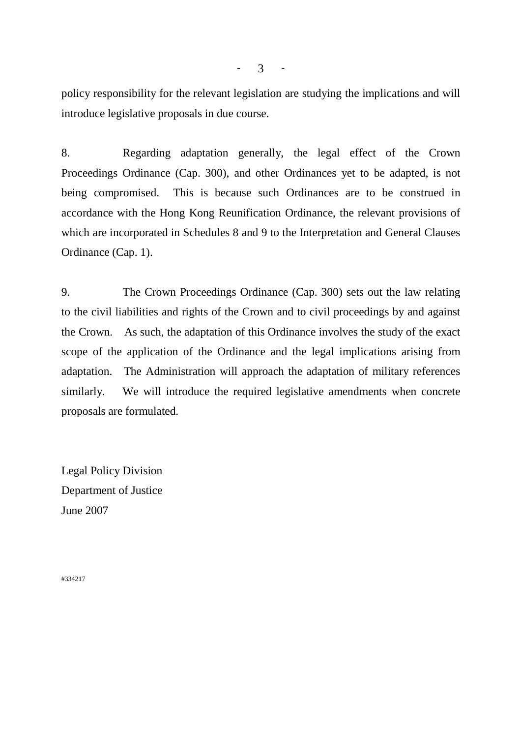policy responsibility for the relevant legislation are studying the implications and will introduce legislative proposals in due course.

8. Regarding adaptation generally, the legal effect of the Crown Proceedings Ordinance (Cap. 300), and other Ordinances yet to be adapted, is not being compromised. This is because such Ordinances are to be construed in accordance with the Hong Kong Reunification Ordinance, the relevant provisions of which are incorporated in Schedules 8 and 9 to the Interpretation and General Clauses Ordinance (Cap. 1).

9. The Crown Proceedings Ordinance (Cap. 300) sets out the law relating to the civil liabilities and rights of the Crown and to civil proceedings by and against the Crown. As such, the adaptation of this Ordinance involves the study of the exact scope of the application of the Ordinance and the legal implications arising from adaptation. The Administration will approach the adaptation of military references similarly. We will introduce the required legislative amendments when concrete proposals are formulated.

Legal Policy Division
Department of Justice
June 2007

#334217